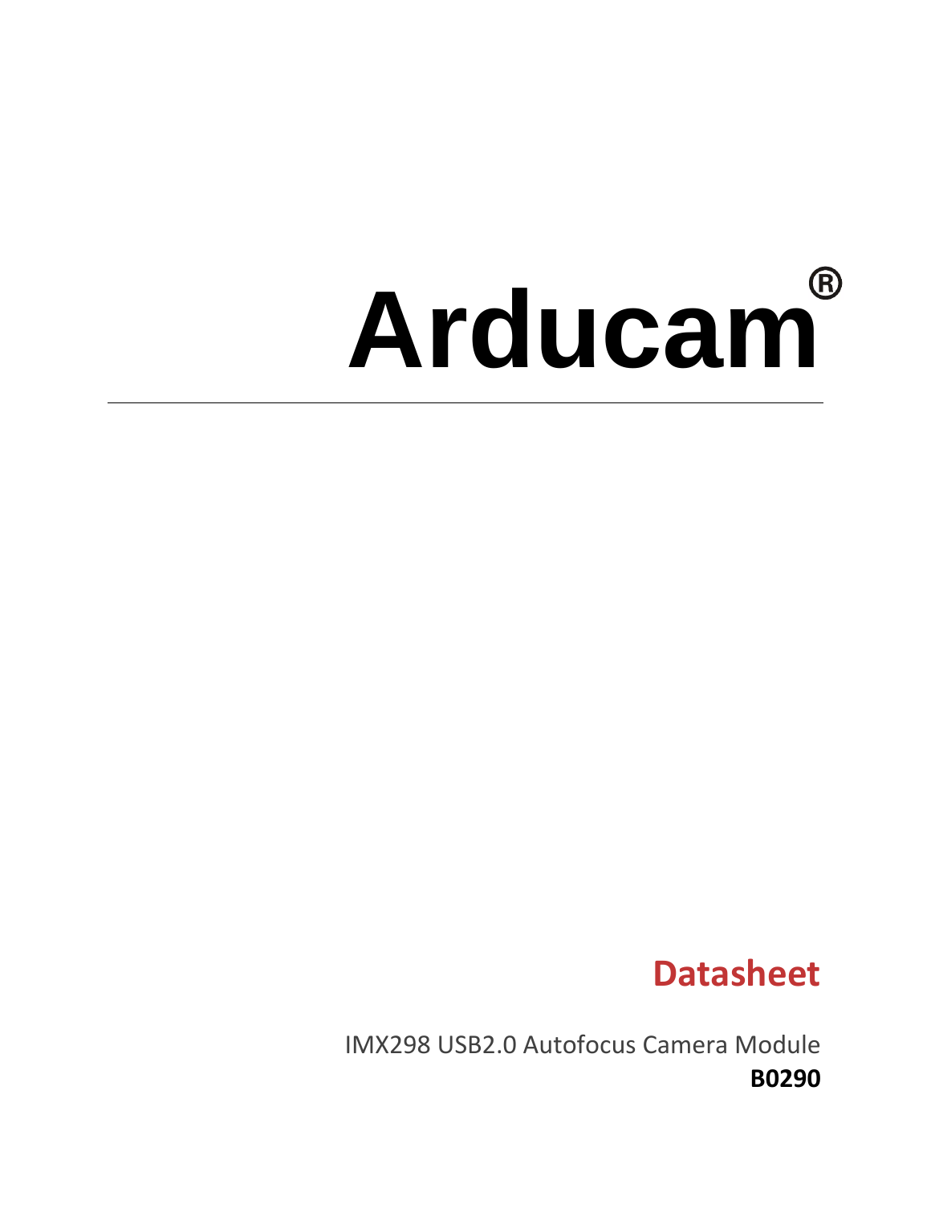# Arducam®

## Datasheet

IMX298 USB2.0 Autofocus Camera Module

**B0290**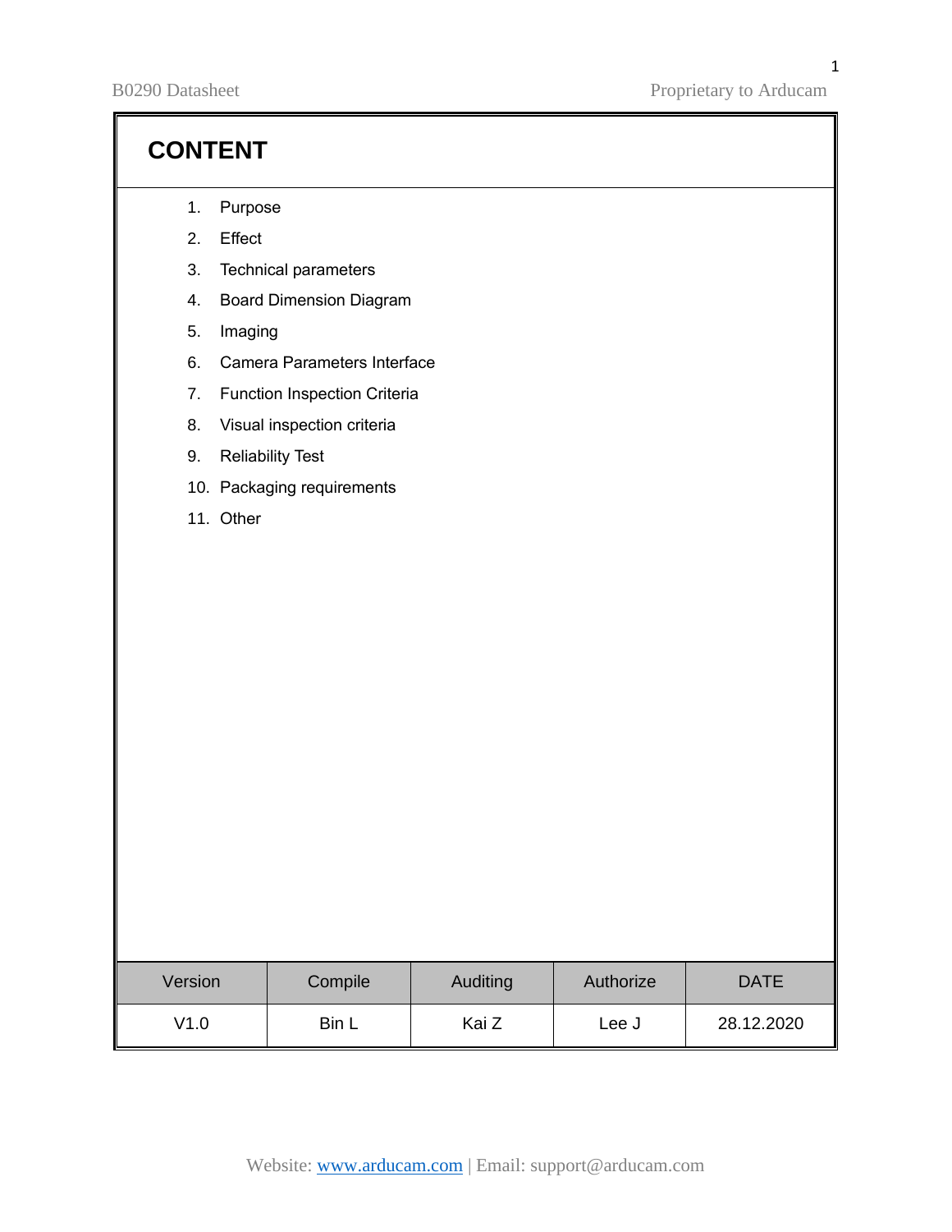# CONTENT

1. Purpose
2. Effect
3. Technical parameters
4. Board Dimension Diagram
5. Imaging
6. Camera Parameters Interface
7. Function Inspection Criteria
8. Visual inspection criteria
9. Reliability Test
10. Packaging requirements
11. Other

| Version | Compile | Auditing | Authorize | DATE |
| --- | --- | --- | --- | --- |
| V1.0 | Bin L | Kai Z | Lee J | 28.12.2020 |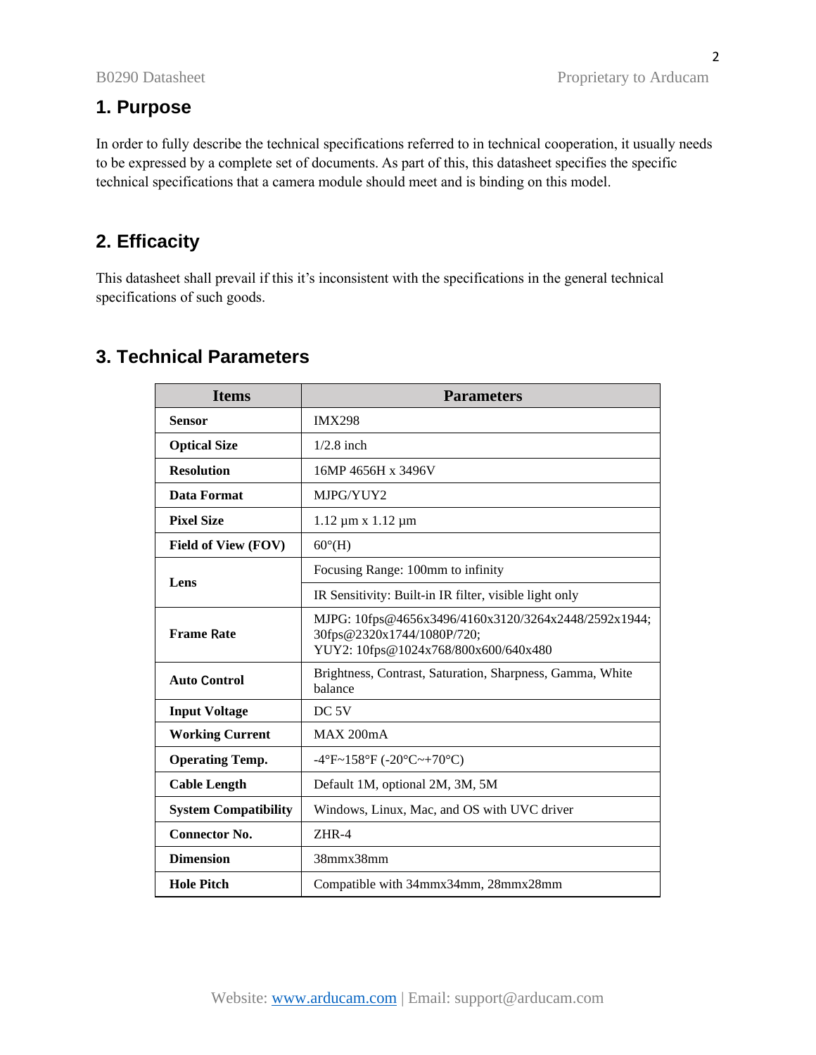## 1. Purpose

In order to fully describe the technical specifications referred to in technical cooperation, it usually needs to be expressed by a complete set of documents. As part of this, this datasheet specifies the specific technical specifications that a camera module should meet and is binding on this model.

## 2. Efficacity

This datasheet shall prevail if this it's inconsistent with the specifications in the general technical specifications of such goods.

## 3. Technical Parameters

| Items | Parameters |
|---|---|
| **Sensor** | IMX298 |
| **Optical Size** | 1/2.8 inch |
| **Resolution** | 16MP 4656H x 3496V |
| **Data Format** | MJPG/YUY2 |
| **Pixel Size** | 1.12 µm x 1.12 µm |
| **Field of View (FOV)** | 60°(H) |
| **Lens** | Focusing Range: 100mm to infinity |
| | IR Sensitivity: Built-in IR filter, visible light only |
| **Frame Rate** | MJPG: 10fps@4656x3496/4160x3120/3264x2448/2592x1944; 30fps@2320x1744/1080P/720; YUY2: 10fps@1024x768/800x600/640x480 |
| **Auto Control** | Brightness, Contrast, Saturation, Sharpness, Gamma, White balance |
| **Input Voltage** | DC 5V |
| **Working Current** | MAX 200mA |
| **Operating Temp.** | -4°F~158°F (-20°C~+70°C) |
| **Cable Length** | Default 1M, optional 2M, 3M, 5M |
| **System Compatibility** | Windows, Linux, Mac, and OS with UVC driver |
| **Connector No.** | ZHR-4 |
| **Dimension** | 38mmx38mm |
| **Hole Pitch** | Compatible with 34mmx34mm, 28mmx28mm |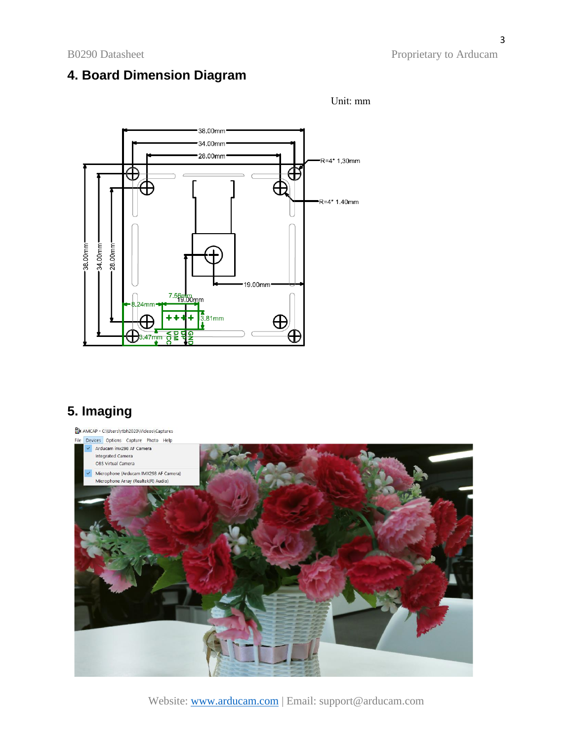## 4. Board Dimension Diagram

Unit: mm

## 5. Imaging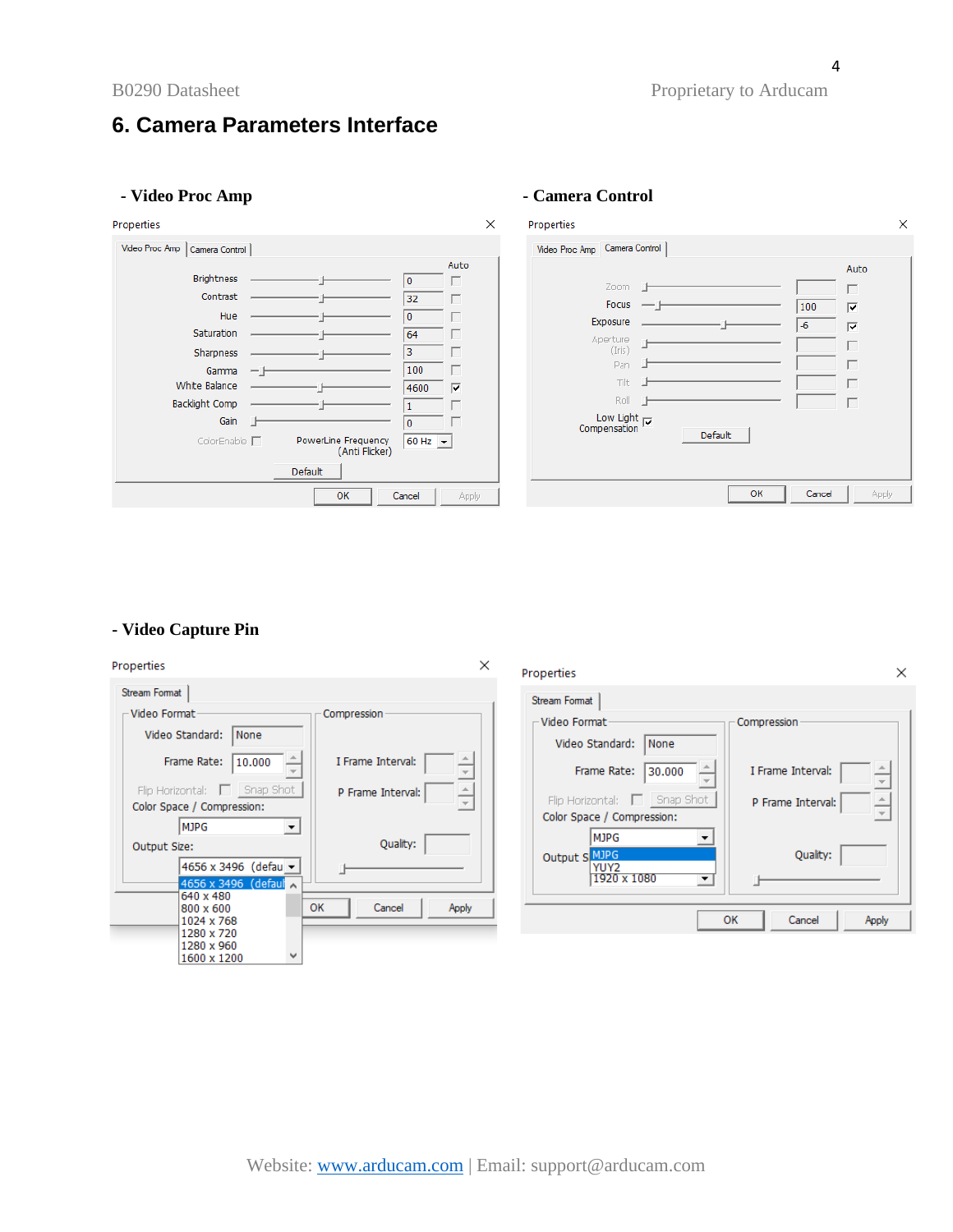# 6. Camera Parameters Interface

## - Video Proc Amp

Properties

Video Proc Amp | Camera Control

| | | Auto |
|---|---|---|
| Brightness | 0 | ☐ |
| Contrast | 32 | ☐ |
| Hue | 0 | ☐ |
| Saturation | 64 | ☐ |
| Sharpness | 3 | ☐ |
| Gamma | 100 | ☐ |
| White Balance | 4600 | ☑ |
| Backlight Comp | 1 | ☐ |
| Gain | 0 | ☐ |

ColorEnable ☐ PowerLine Frequency (Anti Flicker) 60 Hz

Default

OK Cancel Apply

## - Camera Control

Properties

Video Proc Amp | Camera Control

| | | Auto |
|---|---|---|
| Zoom | | ☐ |
| Focus | 100 | ☑ |
| Exposure | -6 | ☑ |
| Aperture (Iris) | | ☐ |
| Pan | | ☐ |
| Tilt | | ☐ |
| Roll | | ☐ |

Low Light Compensation ☑

Default

OK Cancel Apply

## - Video Capture Pin

Properties

Stream Format

Video Format

- Video Standard: None
- Frame Rate: 10.000
- Flip Horizontal: ☐ Snap Shot
- Color Space / Compression: MJPG
- Output Size: 4656 x 3496 (default)
  - 4656 x 3496 (default)
  - 640 x 480
  - 800 x 600
  - 1024 x 768
  - 1280 x 720
  - 1280 x 960
  - 1600 x 1200

Compression

- I Frame Interval:
- P Frame Interval:
- Quality:

OK Cancel Apply

Properties

Stream Format

Video Format

- Video Standard: None
- Frame Rate: 30.000
- Flip Horizontal: ☐ Snap Shot
- Color Space / Compression: MJPG
  - MJPG
  - YUY2
- Output Size: 1920 x 1080

Compression

- I Frame Interval:
- P Frame Interval:
- Quality:

OK Cancel Apply

Website: [www.arducam.com](http://www.arducam.com) | Email: support@arducam.com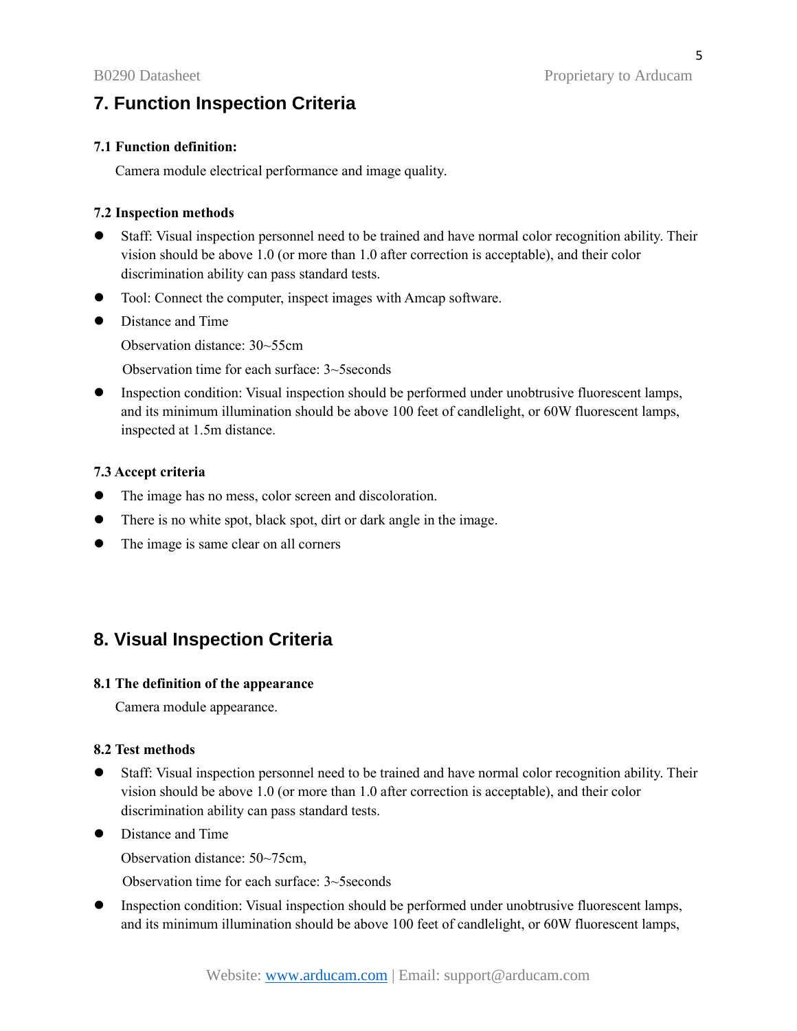# 7. Function Inspection Criteria

### 7.1 Function definition:

Camera module electrical performance and image quality.

### 7.2 Inspection methods

- Staff: Visual inspection personnel need to be trained and have normal color recognition ability. Their vision should be above 1.0 (or more than 1.0 after correction is acceptable), and their color discrimination ability can pass standard tests.
- Tool: Connect the computer, inspect images with Amcap software.
- Distance and Time

  Observation distance: 30~55cm

  Observation time for each surface: 3~5seconds
- Inspection condition: Visual inspection should be performed under unobtrusive fluorescent lamps, and its minimum illumination should be above 100 feet of candlelight, or 60W fluorescent lamps, inspected at 1.5m distance.

### 7.3 Accept criteria

- The image has no mess, color screen and discoloration.
- There is no white spot, black spot, dirt or dark angle in the image.
- The image is same clear on all corners

# 8. Visual Inspection Criteria

### 8.1 The definition of the appearance

Camera module appearance.

### 8.2 Test methods

- Staff: Visual inspection personnel need to be trained and have normal color recognition ability. Their vision should be above 1.0 (or more than 1.0 after correction is acceptable), and their color discrimination ability can pass standard tests.
- Distance and Time

  Observation distance: 50~75cm,

  Observation time for each surface: 3~5seconds
- Inspection condition: Visual inspection should be performed under unobtrusive fluorescent lamps, and its minimum illumination should be above 100 feet of candlelight, or 60W fluorescent lamps,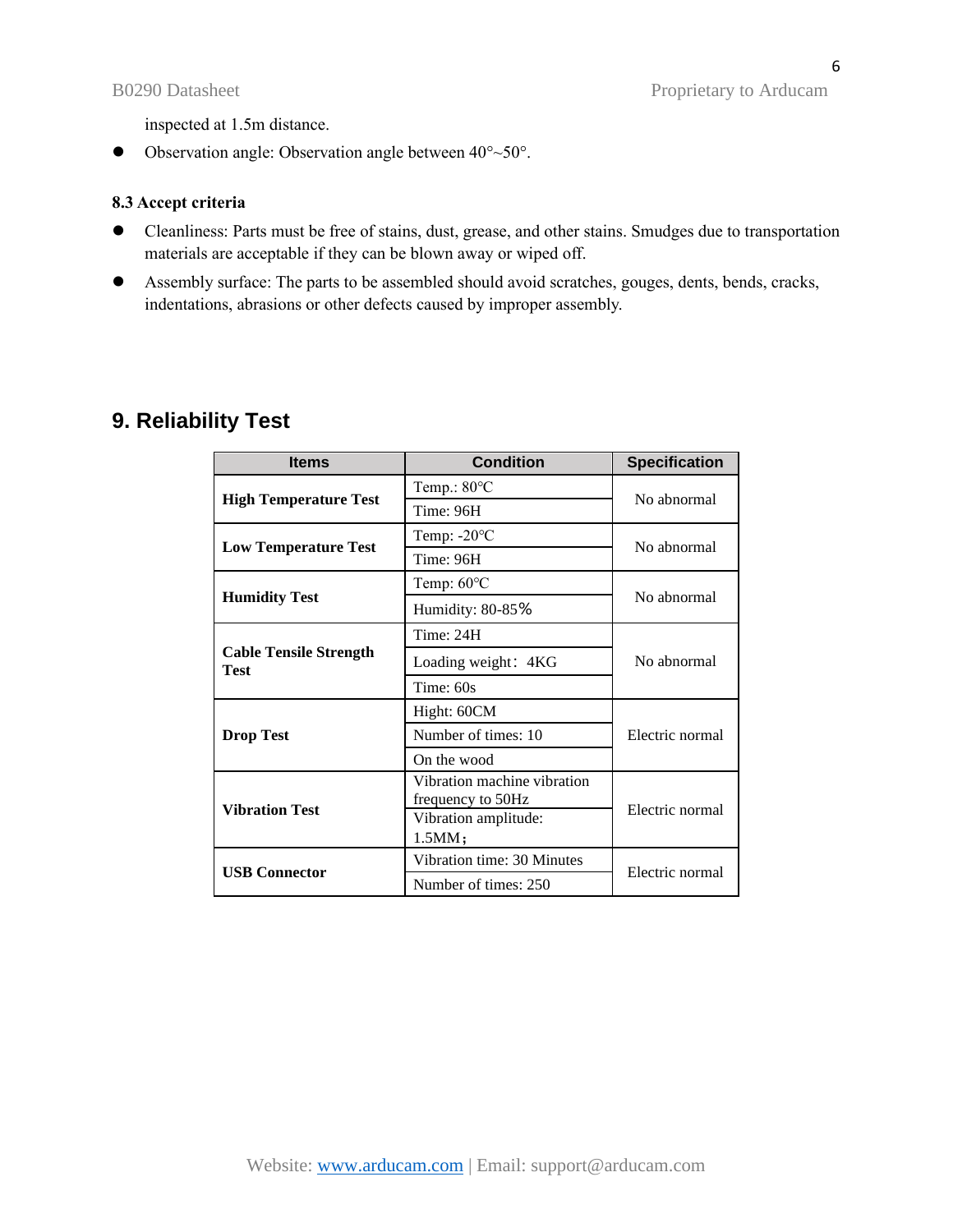inspected at 1.5m distance.

- Observation angle: Observation angle between 40°~50°.

### 8.3 Accept criteria

- Cleanliness: Parts must be free of stains, dust, grease, and other stains. Smudges due to transportation materials are acceptable if they can be blown away or wiped off.
- Assembly surface: The parts to be assembled should avoid scratches, gouges, dents, bends, cracks, indentations, abrasions or other defects caused by improper assembly.

## 9. Reliability Test

| Items | Condition | Specification |
|---|---|---|
| **High Temperature Test** | Temp.: 80℃ | No abnormal |
| | Time: 96H | |
| **Low Temperature Test** | Temp: -20℃ | No abnormal |
| | Time: 96H | |
| **Humidity Test** | Temp: 60℃ | No abnormal |
| | Humidity: 80-85％ | |
| **Cable Tensile Strength Test** | Time: 24H | No abnormal |
| | Loading weight：4KG | |
| | Time: 60s | |
| **Drop Test** | Hight: 60CM | Electric normal |
| | Number of times: 10 | |
| | On the wood | |
| **Vibration Test** | Vibration machine vibration frequency to 50Hz | Electric normal |
| | Vibration amplitude: 1.5MM； | |
| **USB Connector** | Vibration time: 30 Minutes | Electric normal |
| | Number of times: 250 | |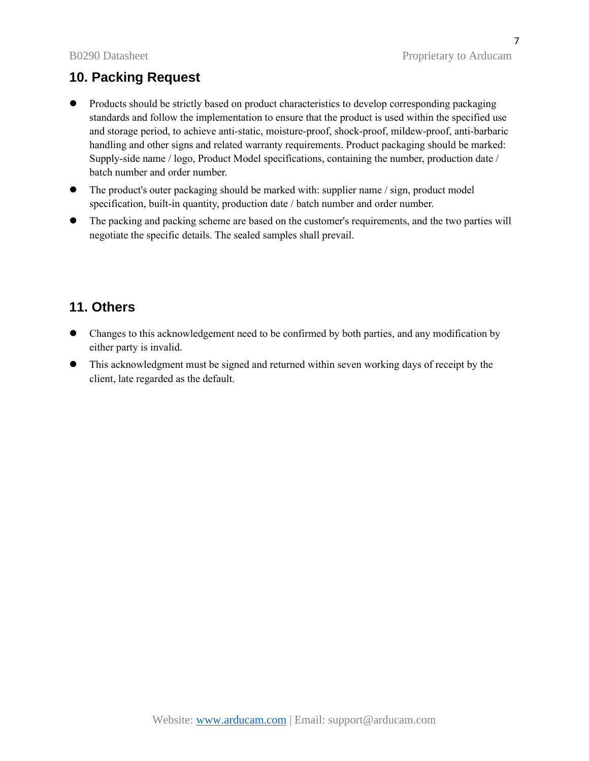## 10. Packing Request

- Products should be strictly based on product characteristics to develop corresponding packaging standards and follow the implementation to ensure that the product is used within the specified use and storage period, to achieve anti-static, moisture-proof, shock-proof, mildew-proof, anti-barbaric handling and other signs and related warranty requirements. Product packaging should be marked: Supply-side name / logo, Product Model specifications, containing the number, production date / batch number and order number.
- The product's outer packaging should be marked with: supplier name / sign, product model specification, built-in quantity, production date / batch number and order number.
- The packing and packing scheme are based on the customer's requirements, and the two parties will negotiate the specific details. The sealed samples shall prevail.

## 11. Others

- Changes to this acknowledgement need to be confirmed by both parties, and any modification by either party is invalid.
- This acknowledgment must be signed and returned within seven working days of receipt by the client, late regarded as the default.